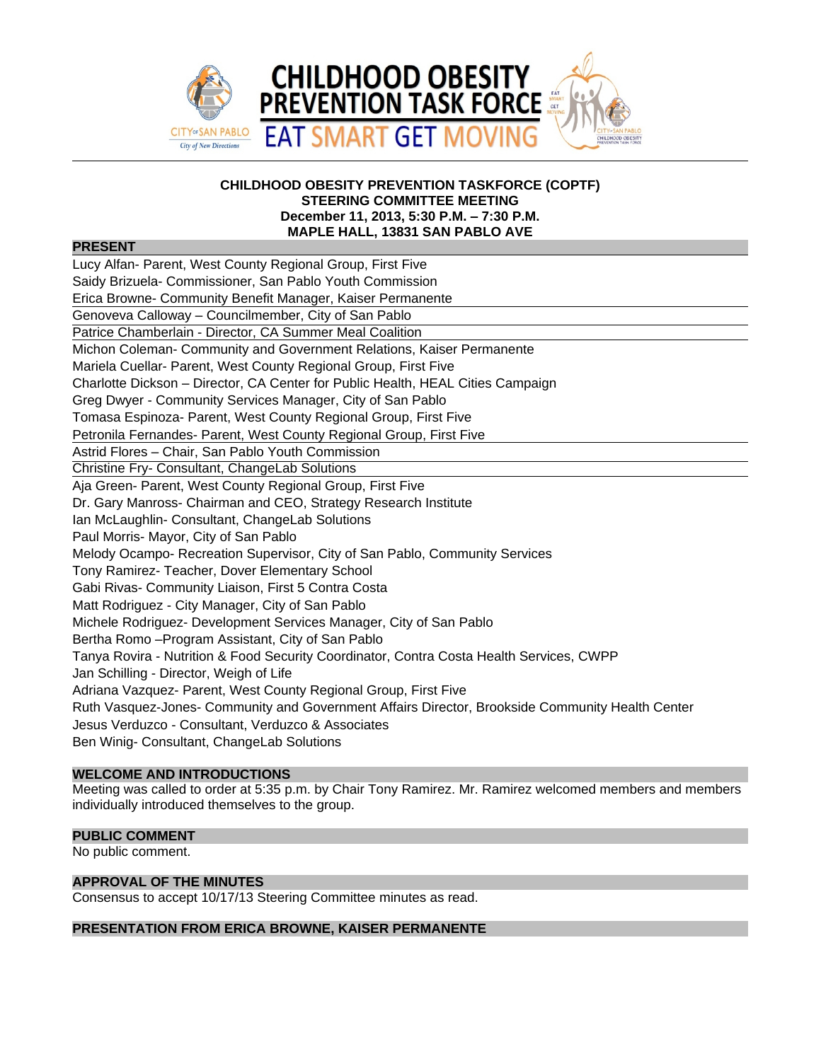# CHILDHOOD OBESITY PREVENTION TASK FORCE

## EAT SMART GET MOVING

**CHILDHOOD OBESITY PREVENTION TASKFORCE (COPTF)**
**STEERING COMMITTEE MEETING**
**December 11, 2013, 5:30 P.M. – 7:30 P.M.**
**MAPLE HALL, 13831 SAN PABLO AVE**

### PRESENT

Lucy Alfan- Parent, West County Regional Group, First Five
Saidy Brizuela- Commissioner, San Pablo Youth Commission
Erica Browne- Community Benefit Manager, Kaiser Permanente
Genoveva Calloway – Councilmember, City of San Pablo
Patrice Chamberlain - Director, CA Summer Meal Coalition
Michon Coleman- Community and Government Relations, Kaiser Permanente
Mariela Cuellar- Parent, West County Regional Group, First Five
Charlotte Dickson – Director, CA Center for Public Health, HEAL Cities Campaign
Greg Dwyer - Community Services Manager, City of San Pablo
Tomasa Espinoza- Parent, West County Regional Group, First Five
Petronila Fernandes- Parent, West County Regional Group, First Five
Astrid Flores – Chair, San Pablo Youth Commission
Christine Fry- Consultant, ChangeLab Solutions
Aja Green- Parent, West County Regional Group, First Five
Dr. Gary Manross- Chairman and CEO, Strategy Research Institute
Ian McLaughlin- Consultant, ChangeLab Solutions
Paul Morris- Mayor, City of San Pablo
Melody Ocampo- Recreation Supervisor, City of San Pablo, Community Services
Tony Ramirez- Teacher, Dover Elementary School
Gabi Rivas- Community Liaison, First 5 Contra Costa
Matt Rodriguez - City Manager, City of San Pablo
Michele Rodriguez- Development Services Manager, City of San Pablo
Bertha Romo –Program Assistant, City of San Pablo
Tanya Rovira - Nutrition & Food Security Coordinator, Contra Costa Health Services, CWPP
Jan Schilling - Director, Weigh of Life
Adriana Vazquez- Parent, West County Regional Group, First Five
Ruth Vasquez-Jones- Community and Government Affairs Director, Brookside Community Health Center
Jesus Verduzco - Consultant, Verduzco & Associates
Ben Winig- Consultant, ChangeLab Solutions

### WELCOME AND INTRODUCTIONS

Meeting was called to order at 5:35 p.m. by Chair Tony Ramirez. Mr. Ramirez welcomed members and members individually introduced themselves to the group.

### PUBLIC COMMENT

No public comment.

### APPROVAL OF THE MINUTES

Consensus to accept 10/17/13 Steering Committee minutes as read.

### PRESENTATION FROM ERICA BROWNE, KAISER PERMANENTE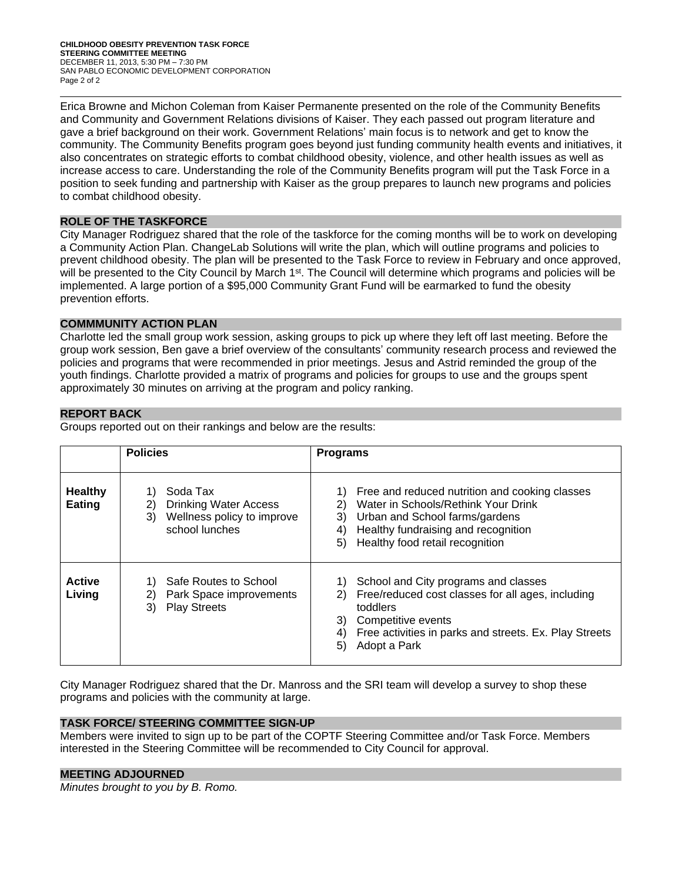Erica Browne and Michon Coleman from Kaiser Permanente presented on the role of the Community Benefits and Community and Government Relations divisions of Kaiser. They each passed out program literature and gave a brief background on their work. Government Relations' main focus is to network and get to know the community. The Community Benefits program goes beyond just funding community health events and initiatives, it also concentrates on strategic efforts to combat childhood obesity, violence, and other health issues as well as increase access to care. Understanding the role of the Community Benefits program will put the Task Force in a position to seek funding and partnership with Kaiser as the group prepares to launch new programs and policies to combat childhood obesity.

## ROLE OF THE TASKFORCE

City Manager Rodriguez shared that the role of the taskforce for the coming months will be to work on developing a Community Action Plan. ChangeLab Solutions will write the plan, which will outline programs and policies to prevent childhood obesity. The plan will be presented to the Task Force to review in February and once approved, will be presented to the City Council by March 1st. The Council will determine which programs and policies will be implemented. A large portion of a $95,000 Community Grant Fund will be earmarked to fund the obesity prevention efforts.

## COMMMUNITY ACTION PLAN

Charlotte led the small group work session, asking groups to pick up where they left off last meeting. Before the group work session, Ben gave a brief overview of the consultants' community research process and reviewed the policies and programs that were recommended in prior meetings. Jesus and Astrid reminded the group of the youth findings. Charlotte provided a matrix of programs and policies for groups to use and the groups spent approximately 30 minutes on arriving at the program and policy ranking.

## REPORT BACK

Groups reported out on their rankings and below are the results:

| | Policies | Programs |
|---|---|---|
| **Healthy Eating** | 1) Soda Tax<br>2) Drinking Water Access<br>3) Wellness policy to improve school lunches | 1) Free and reduced nutrition and cooking classes<br>2) Water in Schools/Rethink Your Drink<br>3) Urban and School farms/gardens<br>4) Healthy fundraising and recognition<br>5) Healthy food retail recognition |
| **Active Living** | 1) Safe Routes to School<br>2) Park Space improvements<br>3) Play Streets | 1) School and City programs and classes<br>2) Free/reduced cost classes for all ages, including toddlers<br>3) Competitive events<br>4) Free activities in parks and streets. Ex. Play Streets<br>5) Adopt a Park |

City Manager Rodriguez shared that the Dr. Manross and the SRI team will develop a survey to shop these programs and policies with the community at large.

## TASK FORCE/ STEERING COMMITTEE SIGN-UP

Members were invited to sign up to be part of the COPTF Steering Committee and/or Task Force. Members interested in the Steering Committee will be recommended to City Council for approval.

## MEETING ADJOURNED

*Minutes brought to you by B. Romo.*